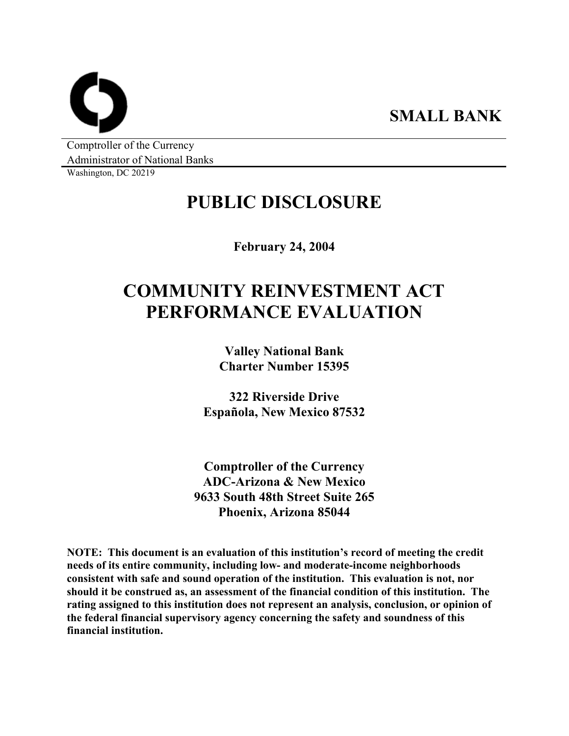**SMALL BANK**

Comptroller of the Currency
Administrator of National Banks
Washington, DC 20219

# PUBLIC DISCLOSURE

**February 24, 2004**

# COMMUNITY REINVESTMENT ACT PERFORMANCE EVALUATION

**Valley National Bank**
**Charter Number 15395**

**322 Riverside Drive**
**Española, New Mexico 87532**

**Comptroller of the Currency**
**ADC-Arizona & New Mexico**
**9633 South 48th Street Suite 265**
**Phoenix, Arizona 85044**

**NOTE: This document is an evaluation of this institution's record of meeting the credit needs of its entire community, including low- and moderate-income neighborhoods consistent with safe and sound operation of the institution. This evaluation is not, nor should it be construed as, an assessment of the financial condition of this institution. The rating assigned to this institution does not represent an analysis, conclusion, or opinion of the federal financial supervisory agency concerning the safety and soundness of this financial institution.**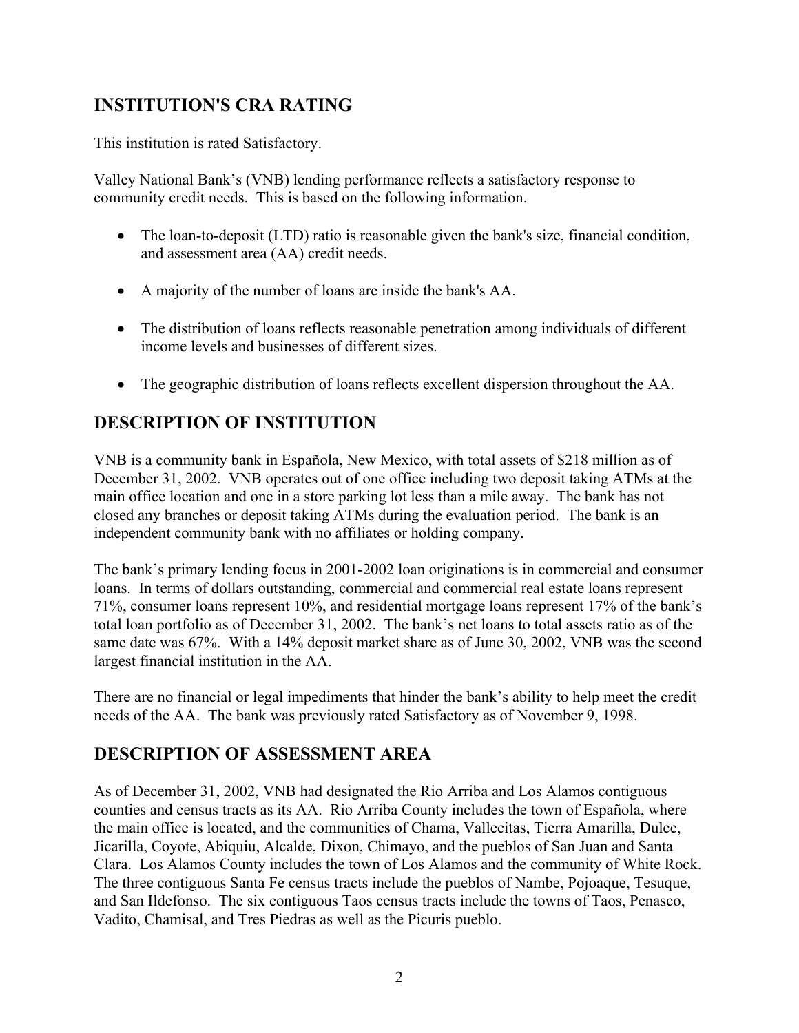## INSTITUTION'S CRA RATING

This institution is rated Satisfactory.

Valley National Bank's (VNB) lending performance reflects a satisfactory response to community credit needs. This is based on the following information.

- The loan-to-deposit (LTD) ratio is reasonable given the bank's size, financial condition, and assessment area (AA) credit needs.
- A majority of the number of loans are inside the bank's AA.
- The distribution of loans reflects reasonable penetration among individuals of different income levels and businesses of different sizes.
- The geographic distribution of loans reflects excellent dispersion throughout the AA.

## DESCRIPTION OF INSTITUTION

VNB is a community bank in Española, New Mexico, with total assets of $218 million as of December 31, 2002. VNB operates out of one office including two deposit taking ATMs at the main office location and one in a store parking lot less than a mile away. The bank has not closed any branches or deposit taking ATMs during the evaluation period. The bank is an independent community bank with no affiliates or holding company.

The bank's primary lending focus in 2001-2002 loan originations is in commercial and consumer loans. In terms of dollars outstanding, commercial and commercial real estate loans represent 71%, consumer loans represent 10%, and residential mortgage loans represent 17% of the bank's total loan portfolio as of December 31, 2002. The bank's net loans to total assets ratio as of the same date was 67%. With a 14% deposit market share as of June 30, 2002, VNB was the second largest financial institution in the AA.

There are no financial or legal impediments that hinder the bank's ability to help meet the credit needs of the AA. The bank was previously rated Satisfactory as of November 9, 1998.

## DESCRIPTION OF ASSESSMENT AREA

As of December 31, 2002, VNB had designated the Rio Arriba and Los Alamos contiguous counties and census tracts as its AA. Rio Arriba County includes the town of Española, where the main office is located, and the communities of Chama, Vallecitas, Tierra Amarilla, Dulce, Jicarilla, Coyote, Abiquiu, Alcalde, Dixon, Chimayo, and the pueblos of San Juan and Santa Clara. Los Alamos County includes the town of Los Alamos and the community of White Rock. The three contiguous Santa Fe census tracts include the pueblos of Nambe, Pojoaque, Tesuque, and San Ildefonso. The six contiguous Taos census tracts include the towns of Taos, Penasco, Vadito, Chamisal, and Tres Piedras as well as the Picuris pueblo.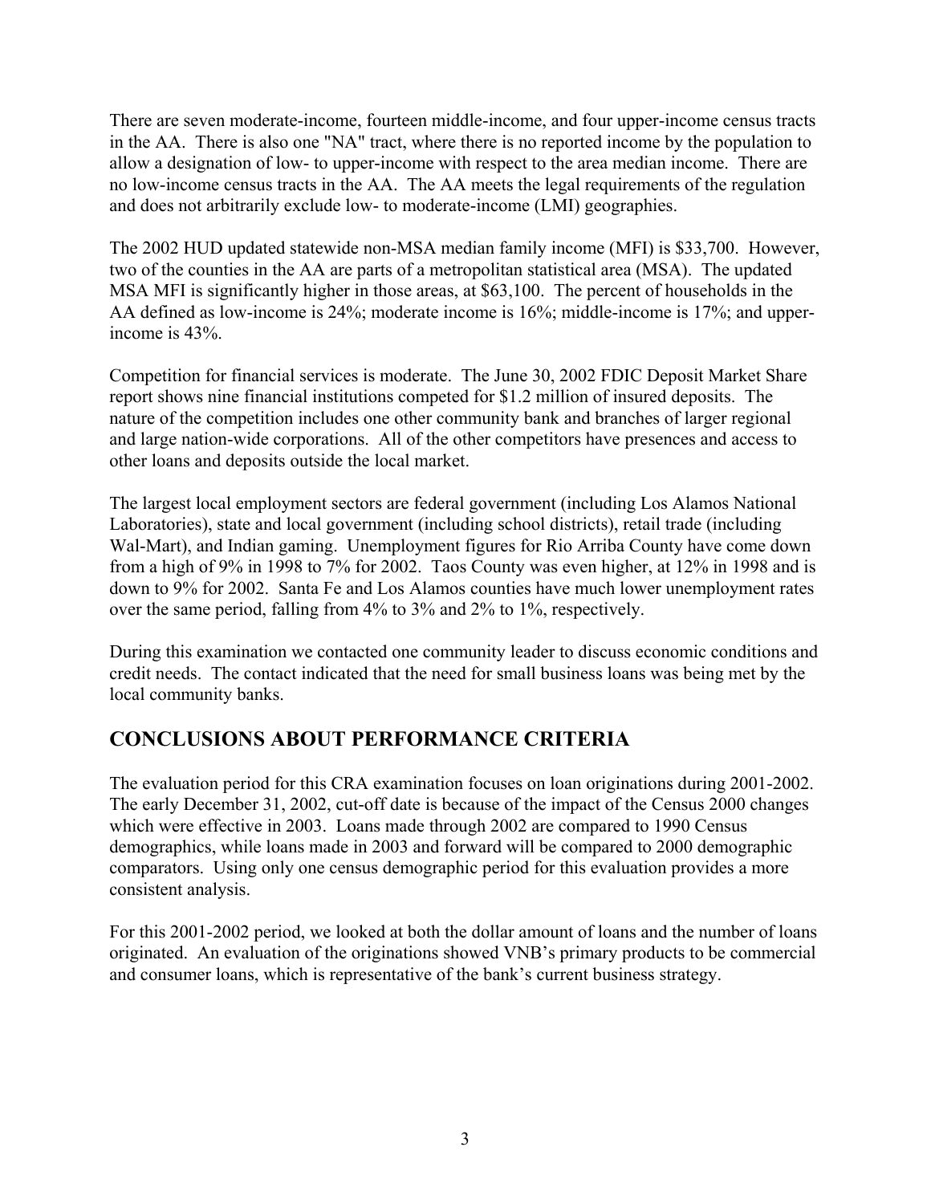There are seven moderate-income, fourteen middle-income, and four upper-income census tracts in the AA. There is also one "NA" tract, where there is no reported income by the population to allow a designation of low- to upper-income with respect to the area median income. There are no low-income census tracts in the AA. The AA meets the legal requirements of the regulation and does not arbitrarily exclude low- to moderate-income (LMI) geographies.

The 2002 HUD updated statewide non-MSA median family income (MFI) is $33,700. However, two of the counties in the AA are parts of a metropolitan statistical area (MSA). The updated MSA MFI is significantly higher in those areas, at $63,100. The percent of households in the AA defined as low-income is 24%; moderate income is 16%; middle-income is 17%; and upper-income is 43%.

Competition for financial services is moderate. The June 30, 2002 FDIC Deposit Market Share report shows nine financial institutions competed for $1.2 million of insured deposits. The nature of the competition includes one other community bank and branches of larger regional and large nation-wide corporations. All of the other competitors have presences and access to other loans and deposits outside the local market.

The largest local employment sectors are federal government (including Los Alamos National Laboratories), state and local government (including school districts), retail trade (including Wal-Mart), and Indian gaming. Unemployment figures for Rio Arriba County have come down from a high of 9% in 1998 to 7% for 2002. Taos County was even higher, at 12% in 1998 and is down to 9% for 2002. Santa Fe and Los Alamos counties have much lower unemployment rates over the same period, falling from 4% to 3% and 2% to 1%, respectively.

During this examination we contacted one community leader to discuss economic conditions and credit needs. The contact indicated that the need for small business loans was being met by the local community banks.

## CONCLUSIONS ABOUT PERFORMANCE CRITERIA

The evaluation period for this CRA examination focuses on loan originations during 2001-2002. The early December 31, 2002, cut-off date is because of the impact of the Census 2000 changes which were effective in 2003. Loans made through 2002 are compared to 1990 Census demographics, while loans made in 2003 and forward will be compared to 2000 demographic comparators. Using only one census demographic period for this evaluation provides a more consistent analysis.

For this 2001-2002 period, we looked at both the dollar amount of loans and the number of loans originated. An evaluation of the originations showed VNB's primary products to be commercial and consumer loans, which is representative of the bank's current business strategy.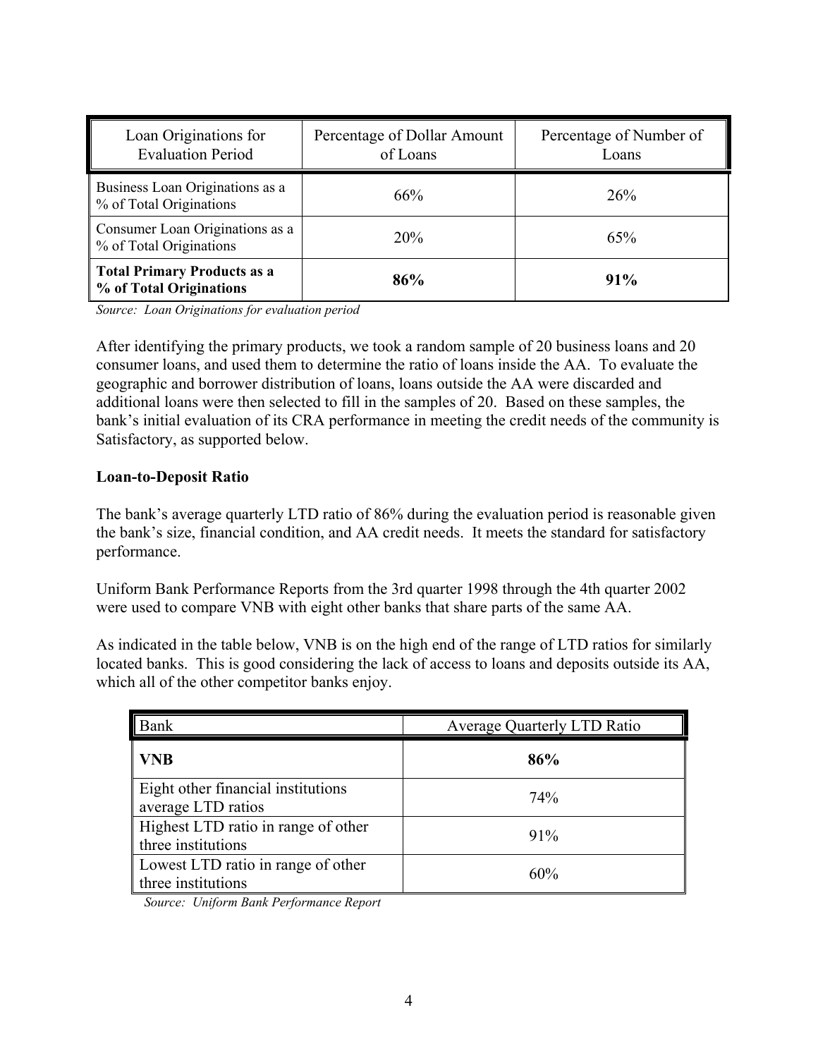| Loan Originations for Evaluation Period | Percentage of Dollar Amount of Loans | Percentage of Number of Loans |
|---|---|---|
| Business Loan Originations as a % of Total Originations | 66% | 26% |
| Consumer Loan Originations as a % of Total Originations | 20% | 65% |
| **Total Primary Products as a % of Total Originations** | **86%** | **91%** |

*Source: Loan Originations for evaluation period*

After identifying the primary products, we took a random sample of 20 business loans and 20 consumer loans, and used them to determine the ratio of loans inside the AA. To evaluate the geographic and borrower distribution of loans, loans outside the AA were discarded and additional loans were then selected to fill in the samples of 20. Based on these samples, the bank's initial evaluation of its CRA performance in meeting the credit needs of the community is Satisfactory, as supported below.

**Loan-to-Deposit Ratio**

The bank's average quarterly LTD ratio of 86% during the evaluation period is reasonable given the bank's size, financial condition, and AA credit needs. It meets the standard for satisfactory performance.

Uniform Bank Performance Reports from the 3rd quarter 1998 through the 4th quarter 2002 were used to compare VNB with eight other banks that share parts of the same AA.

As indicated in the table below, VNB is on the high end of the range of LTD ratios for similarly located banks. This is good considering the lack of access to loans and deposits outside its AA, which all of the other competitor banks enjoy.

| Bank | Average Quarterly LTD Ratio |
|---|---|
| **VNB** | **86%** |
| Eight other financial institutions average LTD ratios | 74% |
| Highest LTD ratio in range of other three institutions | 91% |
| Lowest LTD ratio in range of other three institutions | 60% |

*Source: Uniform Bank Performance Report*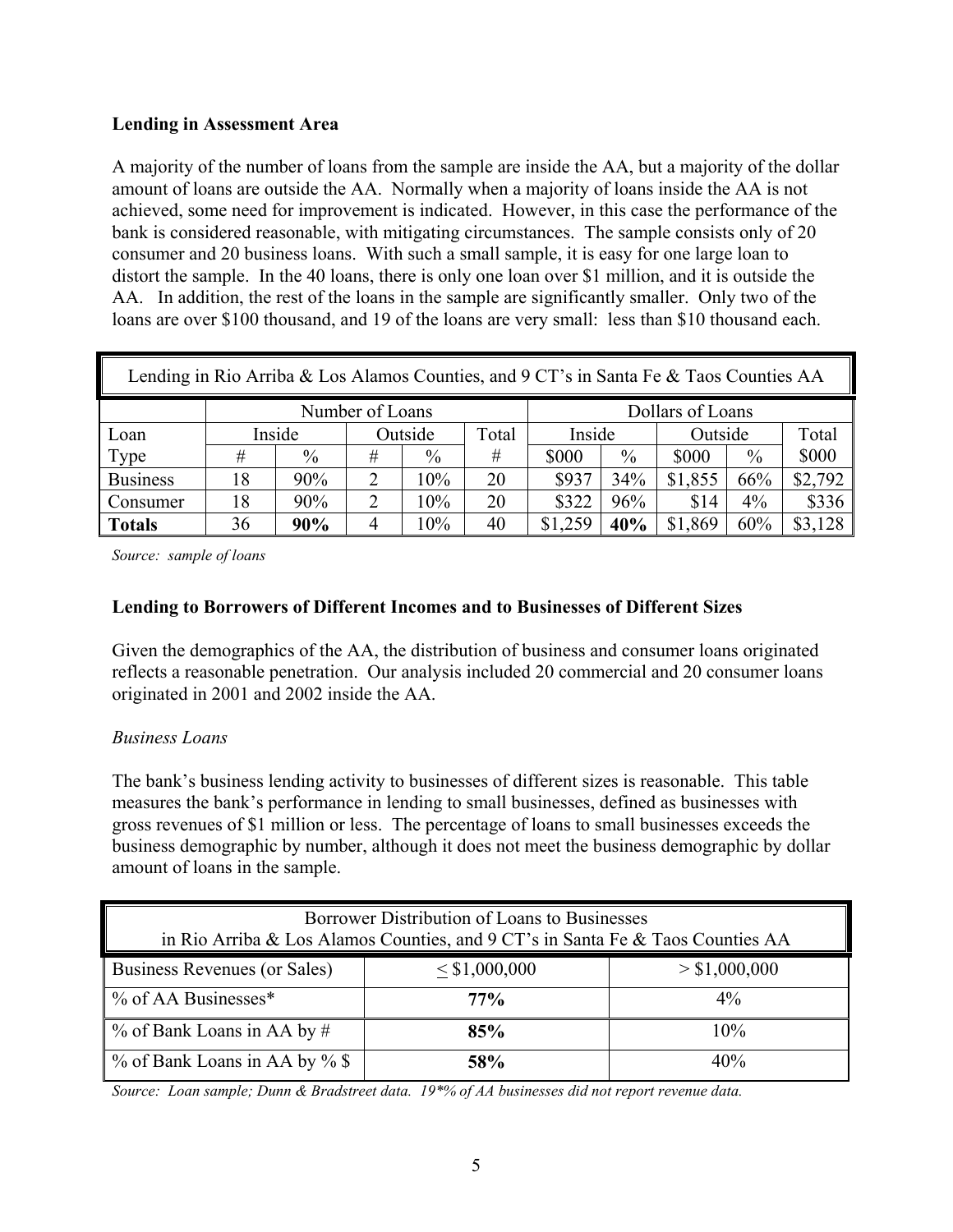### Lending in Assessment Area

A majority of the number of loans from the sample are inside the AA, but a majority of the dollar amount of loans are outside the AA. Normally when a majority of loans inside the AA is not achieved, some need for improvement is indicated. However, in this case the performance of the bank is considered reasonable, with mitigating circumstances. The sample consists only of 20 consumer and 20 business loans. With such a small sample, it is easy for one large loan to distort the sample. In the 40 loans, there is only one loan over $1 million, and it is outside the AA. In addition, the rest of the loans in the sample are significantly smaller. Only two of the loans are over $100 thousand, and 19 of the loans are very small: less than $10 thousand each.

| Lending in Rio Arriba & Los Alamos Counties, and 9 CT's in Santa Fe & Taos Counties AA | | | | | | | | | | |
|---|---|---|---|---|---|---|---|---|---|---|
| | Number of Loans | | | | | Dollars of Loans | | | | |
| Loan | Inside | | Outside | | Total | Inside | | Outside | | Total |
| Type | # | % | # | % | # | $000 | % | $000 | % | $000 |
| Business | 18 | 90% | 2 | 10% | 20 | $937 | 34% | $1,855 | 66% | $2,792 |
| Consumer | 18 | 90% | 2 | 10% | 20 | $322 | 96% | $14 | 4% | $336 |
| **Totals** | 36 | **90%** | 4 | 10% | 40 | $1,259 | **40%** | $1,869 | 60% | $3,128 |

*Source: sample of loans*

### Lending to Borrowers of Different Incomes and to Businesses of Different Sizes

Given the demographics of the AA, the distribution of business and consumer loans originated reflects a reasonable penetration. Our analysis included 20 commercial and 20 consumer loans originated in 2001 and 2002 inside the AA.

*Business Loans*

The bank's business lending activity to businesses of different sizes is reasonable. This table measures the bank's performance in lending to small businesses, defined as businesses with gross revenues of $1 million or less. The percentage of loans to small businesses exceeds the business demographic by number, although it does not meet the business demographic by dollar amount of loans in the sample.

| Borrower Distribution of Loans to Businesses in Rio Arriba & Los Alamos Counties, and 9 CT's in Santa Fe & Taos Counties AA | | |
|---|---|---|
| Business Revenues (or Sales) | ≤ $1,000,000 | > $1,000,000 |
| % of AA Businesses* | **77%** | 4% |
| % of Bank Loans in AA by # | **85%** | 10% |
| % of Bank Loans in AA by % $ | **58%** | 40% |

*Source: Loan sample; Dunn & Bradstreet data. 19*% of AA businesses did not report revenue data.*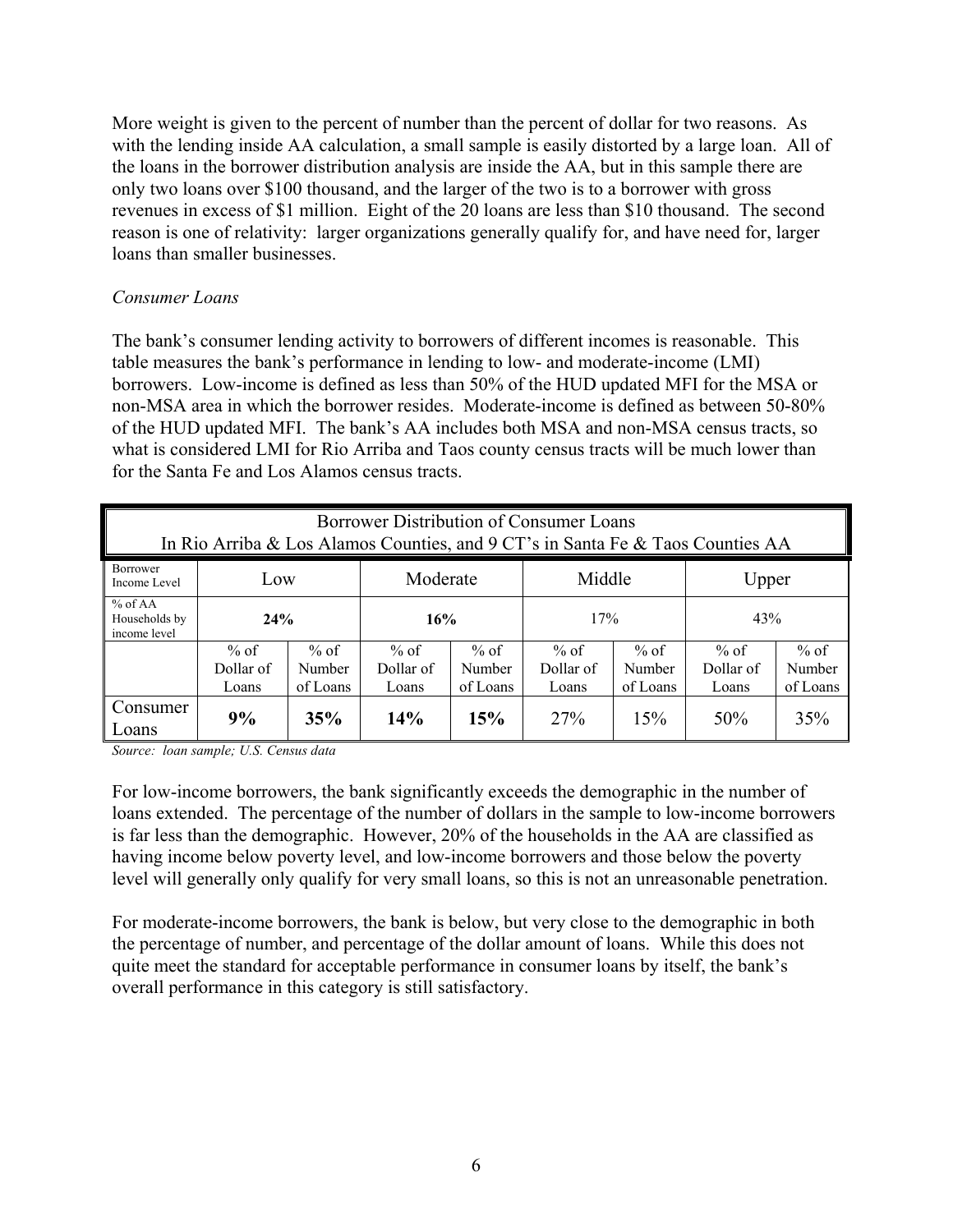More weight is given to the percent of number than the percent of dollar for two reasons. As with the lending inside AA calculation, a small sample is easily distorted by a large loan. All of the loans in the borrower distribution analysis are inside the AA, but in this sample there are only two loans over $100 thousand, and the larger of the two is to a borrower with gross revenues in excess of $1 million. Eight of the 20 loans are less than $10 thousand. The second reason is one of relativity: larger organizations generally qualify for, and have need for, larger loans than smaller businesses.

*Consumer Loans*

The bank's consumer lending activity to borrowers of different incomes is reasonable. This table measures the bank's performance in lending to low- and moderate-income (LMI) borrowers. Low-income is defined as less than 50% of the HUD updated MFI for the MSA or non-MSA area in which the borrower resides. Moderate-income is defined as between 50-80% of the HUD updated MFI. The bank's AA includes both MSA and non-MSA census tracts, so what is considered LMI for Rio Arriba and Taos county census tracts will be much lower than for the Santa Fe and Los Alamos census tracts.

| Borrower Distribution of Consumer Loans<br>In Rio Arriba & Los Alamos Counties, and 9 CT's in Santa Fe & Taos Counties AA | | | | | | | | |
|---|---|---|---|---|---|---|---|---|
| Borrower Income Level | Low | | Moderate | | Middle | | Upper | |
| % of AA Households by income level | **24%** | | **16%** | | 17% | | 43% | |
| | % of Dollar of Loans | % of Number of Loans | % of Dollar of Loans | % of Number of Loans | % of Dollar of Loans | % of Number of Loans | % of Dollar of Loans | % of Number of Loans |
| Consumer Loans | **9%** | **35%** | **14%** | **15%** | 27% | 15% | 50% | 35% |

*Source: loan sample; U.S. Census data*

For low-income borrowers, the bank significantly exceeds the demographic in the number of loans extended. The percentage of the number of dollars in the sample to low-income borrowers is far less than the demographic. However, 20% of the households in the AA are classified as having income below poverty level, and low-income borrowers and those below the poverty level will generally only qualify for very small loans, so this is not an unreasonable penetration.

For moderate-income borrowers, the bank is below, but very close to the demographic in both the percentage of number, and percentage of the dollar amount of loans. While this does not quite meet the standard for acceptable performance in consumer loans by itself, the bank's overall performance in this category is still satisfactory.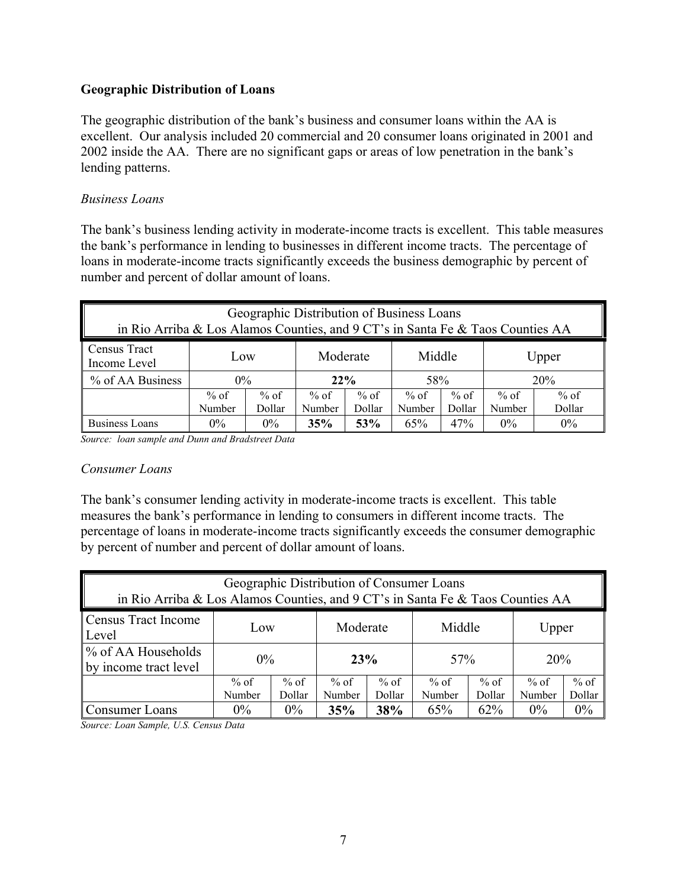**Geographic Distribution of Loans**

The geographic distribution of the bank's business and consumer loans within the AA is excellent. Our analysis included 20 commercial and 20 consumer loans originated in 2001 and 2002 inside the AA. There are no significant gaps or areas of low penetration in the bank's lending patterns.

*Business Loans*

The bank's business lending activity in moderate-income tracts is excellent. This table measures the bank's performance in lending to businesses in different income tracts. The percentage of loans in moderate-income tracts significantly exceeds the business demographic by percent of number and percent of dollar amount of loans.

| Geographic Distribution of Business Loans in Rio Arriba & Los Alamos Counties, and 9 CT's in Santa Fe & Taos Counties AA | | | | | | | | |
|---|---|---|---|---|---|---|---|---|
| Census Tract Income Level | Low | | Moderate | | Middle | | Upper | |
| % of AA Business | 0% | | **22%** | | 58% | | 20% | |
| | % of Number | % of Dollar | % of Number | % of Dollar | % of Number | % of Dollar | % of Number | % of Dollar |
| Business Loans | 0% | 0% | **35%** | **53%** | 65% | 47% | 0% | 0% |

*Source: loan sample and Dunn and Bradstreet Data*

*Consumer Loans*

The bank's consumer lending activity in moderate-income tracts is excellent. This table measures the bank's performance in lending to consumers in different income tracts. The percentage of loans in moderate-income tracts significantly exceeds the consumer demographic by percent of number and percent of dollar amount of loans.

| Geographic Distribution of Consumer Loans in Rio Arriba & Los Alamos Counties, and 9 CT's in Santa Fe & Taos Counties AA | | | | | | | | |
|---|---|---|---|---|---|---|---|---|
| Census Tract Income Level | Low | | Moderate | | Middle | | Upper | |
| % of AA Households by income tract level | 0% | | **23%** | | 57% | | 20% | |
| | % of Number | % of Dollar | % of Number | % of Dollar | % of Number | % of Dollar | % of Number | % of Dollar |
| Consumer Loans | 0% | 0% | **35%** | **38%** | 65% | 62% | 0% | 0% |

*Source: Loan Sample, U.S. Census Data*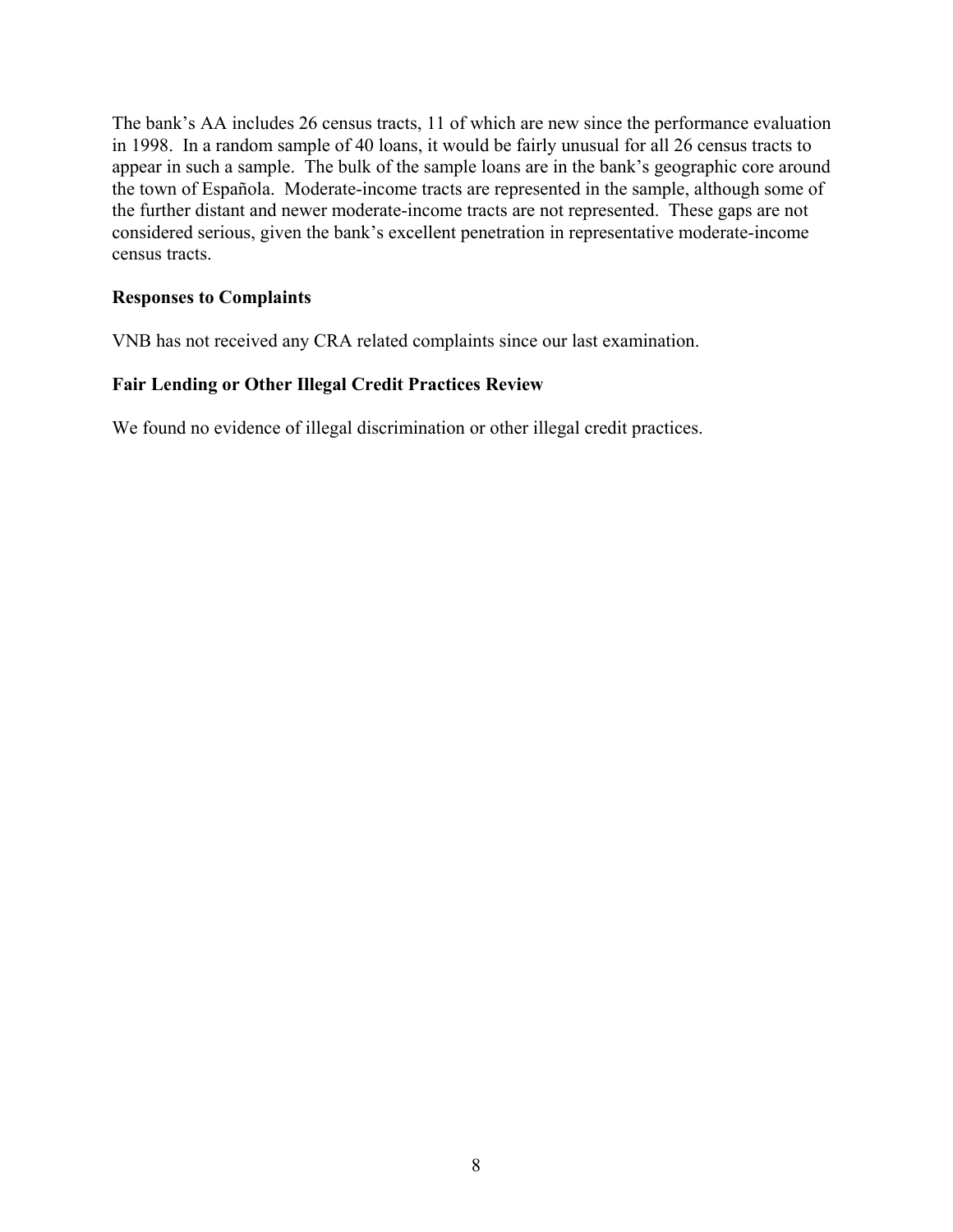The bank's AA includes 26 census tracts, 11 of which are new since the performance evaluation in 1998. In a random sample of 40 loans, it would be fairly unusual for all 26 census tracts to appear in such a sample. The bulk of the sample loans are in the bank's geographic core around the town of Española. Moderate-income tracts are represented in the sample, although some of the further distant and newer moderate-income tracts are not represented. These gaps are not considered serious, given the bank's excellent penetration in representative moderate-income census tracts.

### Responses to Complaints

VNB has not received any CRA related complaints since our last examination.

### Fair Lending or Other Illegal Credit Practices Review

We found no evidence of illegal discrimination or other illegal credit practices.